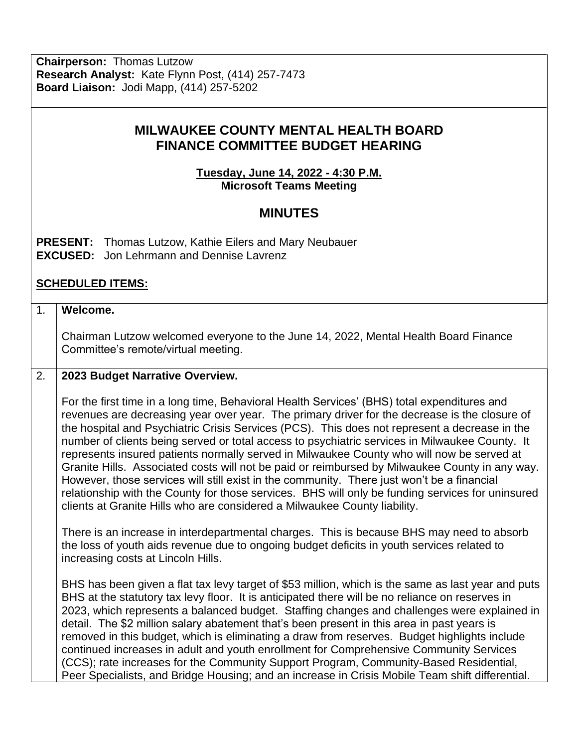**Chairperson:** Thomas Lutzow
**Research Analyst:** Kate Flynn Post, (414) 257-7473
**Board Liaison:** Jodi Mapp, (414) 257-5202

# MILWAUKEE COUNTY MENTAL HEALTH BOARD FINANCE COMMITTEE BUDGET HEARING

**Tuesday, June 14, 2022 - 4:30 P.M.**
**Microsoft Teams Meeting**

## MINUTES

**PRESENT:** Thomas Lutzow, Kathie Eilers and Mary Neubauer
**EXCUSED:** Jon Lehrmann and Dennise Lavrenz

**SCHEDULED ITEMS:**

1. **Welcome.**

   Chairman Lutzow welcomed everyone to the June 14, 2022, Mental Health Board Finance Committee's remote/virtual meeting.

2. **2023 Budget Narrative Overview.**

   For the first time in a long time, Behavioral Health Services' (BHS) total expenditures and revenues are decreasing year over year. The primary driver for the decrease is the closure of the hospital and Psychiatric Crisis Services (PCS). This does not represent a decrease in the number of clients being served or total access to psychiatric services in Milwaukee County. It represents insured patients normally served in Milwaukee County who will now be served at Granite Hills. Associated costs will not be paid or reimbursed by Milwaukee County in any way. However, those services will still exist in the community. There just won't be a financial relationship with the County for those services. BHS will only be funding services for uninsured clients at Granite Hills who are considered a Milwaukee County liability.

   There is an increase in interdepartmental charges. This is because BHS may need to absorb the loss of youth aids revenue due to ongoing budget deficits in youth services related to increasing costs at Lincoln Hills.

   BHS has been given a flat tax levy target of $53 million, which is the same as last year and puts BHS at the statutory tax levy floor. It is anticipated there will be no reliance on reserves in 2023, which represents a balanced budget. Staffing changes and challenges were explained in detail. The $2 million salary abatement that's been present in this area in past years is removed in this budget, which is eliminating a draw from reserves. Budget highlights include continued increases in adult and youth enrollment for Comprehensive Community Services (CCS); rate increases for the Community Support Program, Community-Based Residential, Peer Specialists, and Bridge Housing; and an increase in Crisis Mobile Team shift differential.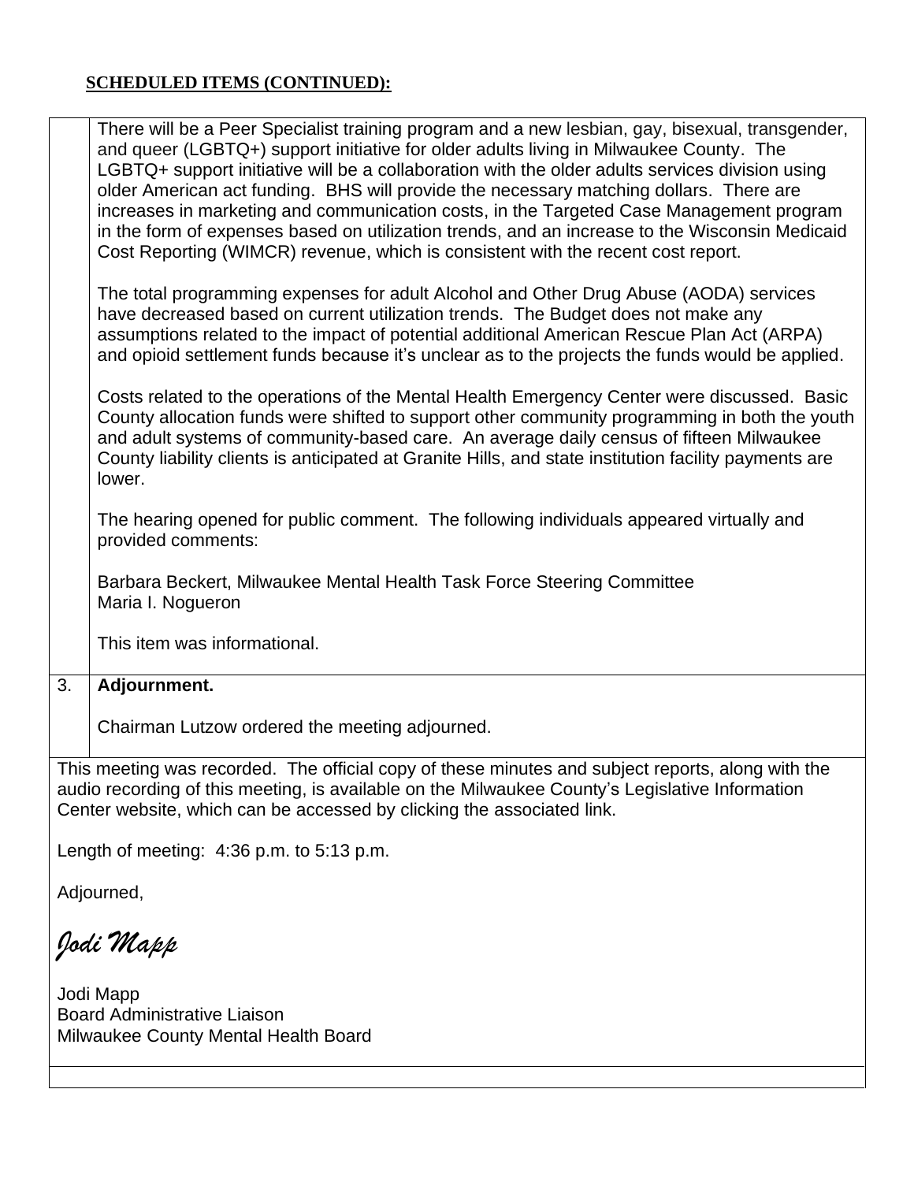**SCHEDULED ITEMS (CONTINUED):**

| | |
|---|---|
| | There will be a Peer Specialist training program and a new lesbian, gay, bisexual, transgender, and queer (LGBTQ+) support initiative for older adults living in Milwaukee County. The LGBTQ+ support initiative will be a collaboration with the older adults services division using older American act funding. BHS will provide the necessary matching dollars. There are increases in marketing and communication costs, in the Targeted Case Management program in the form of expenses based on utilization trends, and an increase to the Wisconsin Medicaid Cost Reporting (WIMCR) revenue, which is consistent with the recent cost report.<br><br>The total programming expenses for adult Alcohol and Other Drug Abuse (AODA) services have decreased based on current utilization trends. The Budget does not make any assumptions related to the impact of potential additional American Rescue Plan Act (ARPA) and opioid settlement funds because it's unclear as to the projects the funds would be applied.<br><br>Costs related to the operations of the Mental Health Emergency Center were discussed. Basic County allocation funds were shifted to support other community programming in both the youth and adult systems of community-based care. An average daily census of fifteen Milwaukee County liability clients is anticipated at Granite Hills, and state institution facility payments are lower.<br><br>The hearing opened for public comment. The following individuals appeared virtually and provided comments:<br><br>Barbara Beckert, Milwaukee Mental Health Task Force Steering Committee<br>Maria I. Nogueron<br><br>This item was informational. |
| 3. | **Adjournment.**<br><br>Chairman Lutzow ordered the meeting adjourned. |

This meeting was recorded. The official copy of these minutes and subject reports, along with the audio recording of this meeting, is available on the Milwaukee County's Legislative Information Center website, which can be accessed by clicking the associated link.

Length of meeting: 4:36 p.m. to 5:13 p.m.

Adjourned,

*Jodi Mapp*

Jodi Mapp
Board Administrative Liaison
Milwaukee County Mental Health Board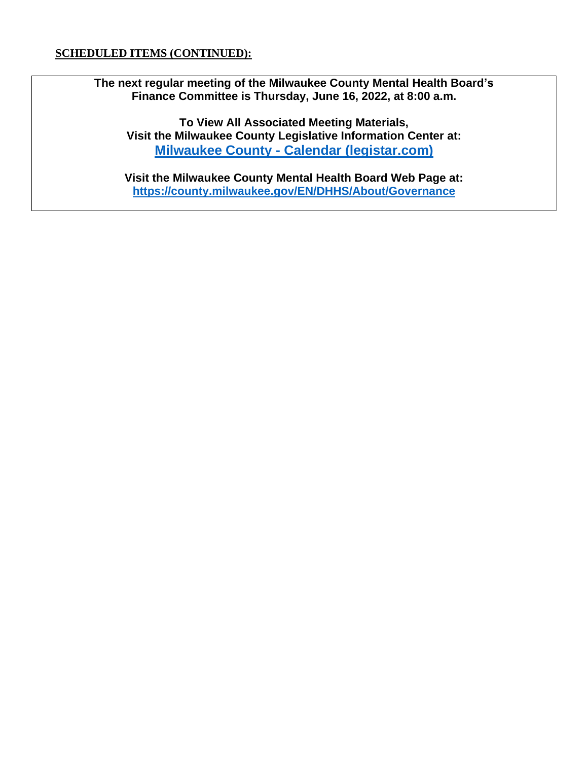**SCHEDULED ITEMS (CONTINUED):**

**The next regular meeting of the Milwaukee County Mental Health Board's Finance Committee is Thursday, June 16, 2022, at 8:00 a.m.**

**To View All Associated Meeting Materials,**
**Visit the Milwaukee County Legislative Information Center at:**
**Milwaukee County - Calendar (legistar.com)**

**Visit the Milwaukee County Mental Health Board Web Page at:**
**https://county.milwaukee.gov/EN/DHHS/About/Governance**